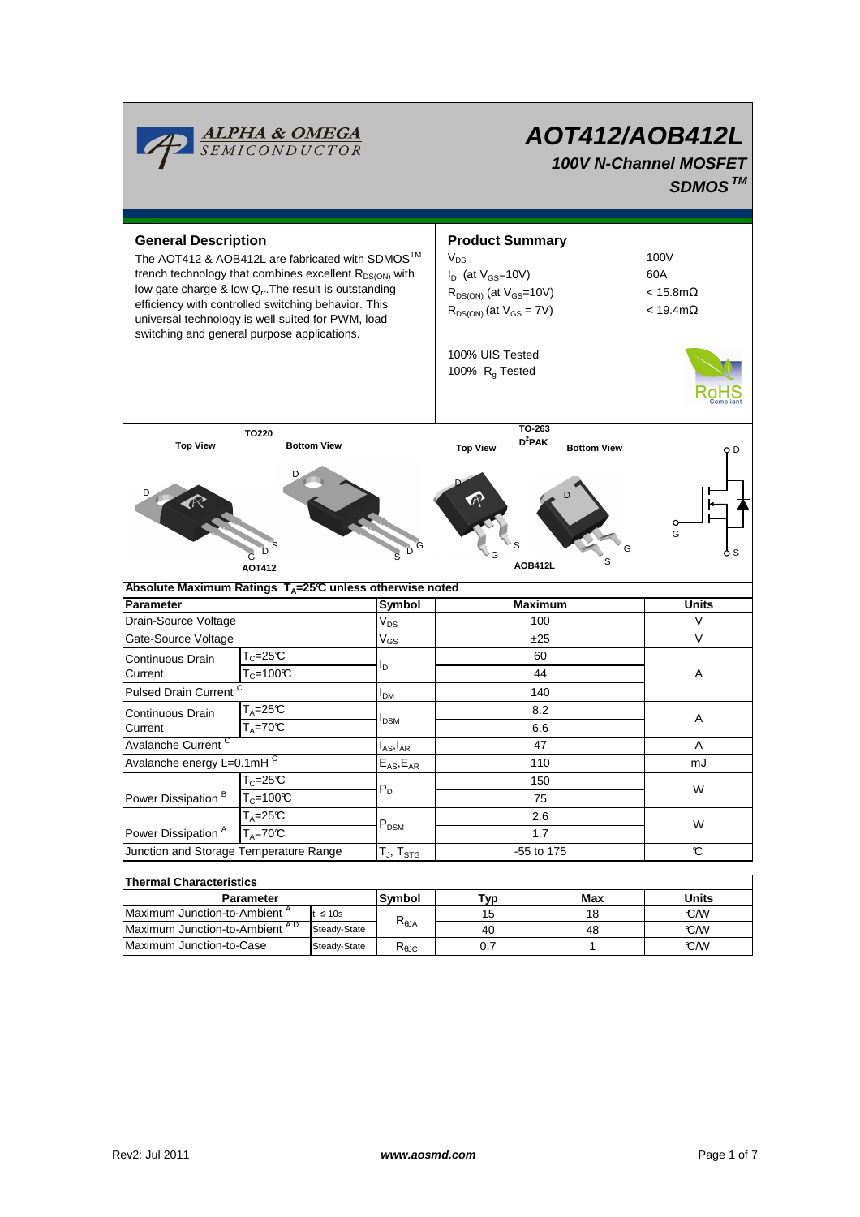# AOT412/AOB412L

**100V N-Channel MOSFET**

**SDMOS™**

## General Description

The AOT412 & AOB412L are fabricated with SDMOS™ trench technology that combines excellent $R_{DS(ON)}$ with low gate charge & low $Q_{rr}$. The result is outstanding efficiency with controlled switching behavior. This universal technology is well suited for PWM, load switching and general purpose applications.

## Product Summary

| | |
|---|---|
| $V_{DS}$ | 100V |
| $I_D$ (at $V_{GS}$=10V) | 60A |
| $R_{DS(ON)}$ (at $V_{GS}$=10V) | < 15.8mΩ |
| $R_{DS(ON)}$ (at $V_{GS}$ = 7V) | < 19.4mΩ |

100% UIS Tested

100% $R_g$ Tested

TO220 — Top View / Bottom View — AOT412

TO-263 $D^2$PAK — Top View / Bottom View — AOB412L

## Absolute Maximum Ratings $T_A$=25℃ unless otherwise noted

| Parameter | | Symbol | Maximum | Units |
|---|---|---|---|---|
| Drain-Source Voltage | | $V_{DS}$ | 100 | V |
| Gate-Source Voltage | | $V_{GS}$ | ±25 | V |
| Continuous Drain Current | $T_C$=25℃ | $I_D$ | 60 | A |
| | $T_C$=100℃ | | 44 | |
| Pulsed Drain Current [C] | | $I_{DM}$ | 140 | |
| Continuous Drain Current | $T_A$=25℃ | $I_{DSM}$ | 8.2 | A |
| | $T_A$=70℃ | | 6.6 | |
| Avalanche Current [C] | | $I_{AS}$,$I_{AR}$ | 47 | A |
| Avalanche energy L=0.1mH [C] | | $E_{AS}$,$E_{AR}$ | 110 | mJ |
| Power Dissipation [B] | $T_C$=25℃ | $P_D$ | 150 | W |
| | $T_C$=100℃ | | 75 | |
| Power Dissipation [A] | $T_A$=25℃ | $P_{DSM}$ | 2.6 | W |
| | $T_A$=70℃ | | 1.7 | |
| Junction and Storage Temperature Range | | $T_J$, $T_{STG}$ | -55 to 175 | ℃ |

## Thermal Characteristics

| Parameter | | Symbol | Typ | Max | Units |
|---|---|---|---|---|---|
| Maximum Junction-to-Ambient [A] | t ≤ 10s | $R_{\theta JA}$ | 15 | 18 | ℃/W |
| Maximum Junction-to-Ambient [A D] | Steady-State | | 40 | 48 | ℃/W |
| Maximum Junction-to-Case | Steady-State | $R_{\theta JC}$ | 0.7 | 1 | ℃/W |

Rev2: Jul 2011 www.aosmd.com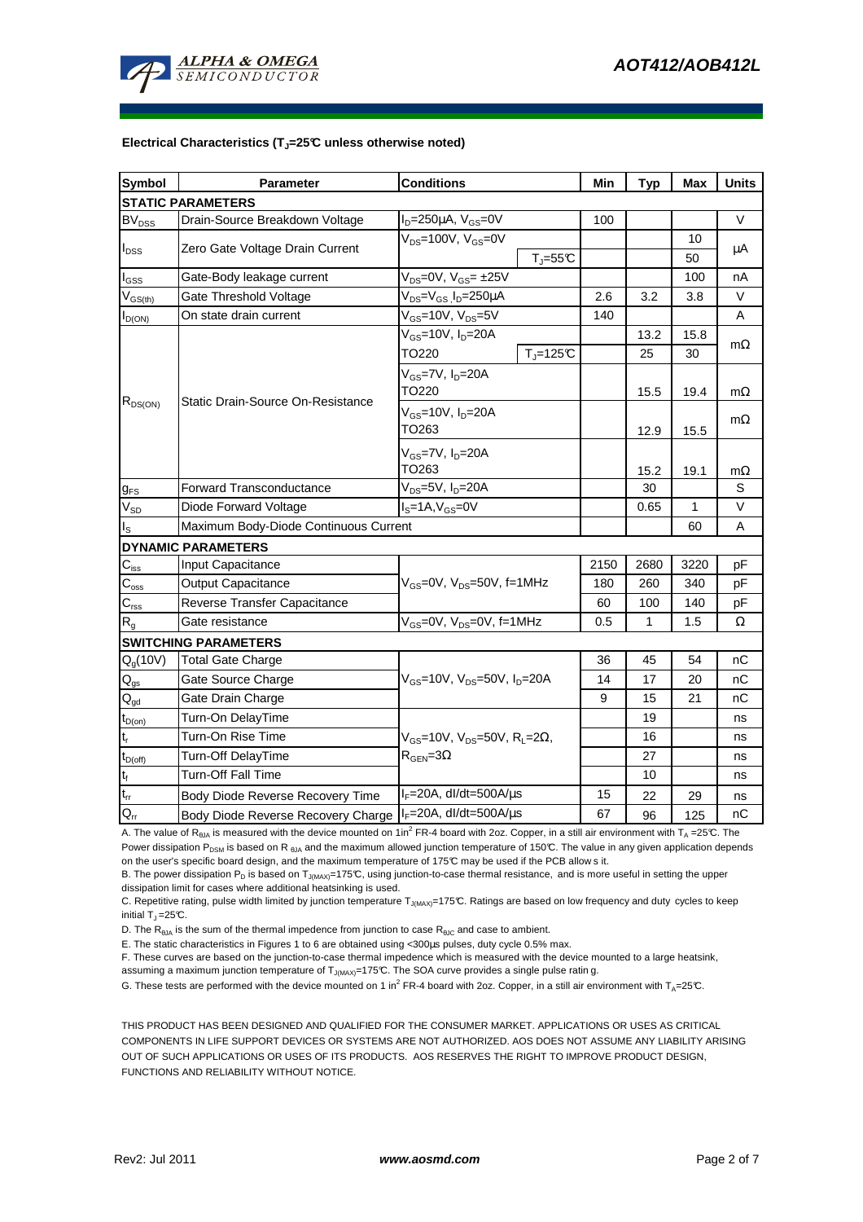**Electrical Characteristics ($T_J$=25°C unless otherwise noted)**

| Symbol | Parameter | Conditions | | Min | Typ | Max | Units |
|---|---|---|---|---|---|---|---|
| **STATIC PARAMETERS** | | | | | | | |
| $BV_{DSS}$ | Drain-Source Breakdown Voltage | $I_D$=250µA, $V_{GS}$=0V | | 100 | | | V |
| $I_{DSS}$ | Zero Gate Voltage Drain Current | $V_{DS}$=100V, $V_{GS}$=0V | | | | 10 | µA |
| | | | $T_J$=55°C | | | 50 | |
| $I_{GSS}$ | Gate-Body leakage current | $V_{DS}$=0V, $V_{GS}$= ±25V | | | | 100 | nA |
| $V_{GS(th)}$ | Gate Threshold Voltage | $V_{DS}$=$V_{GS}$ $I_D$=250µA | | 2.6 | 3.2 | 3.8 | V |
| $I_{D(ON)}$ | On state drain current | $V_{GS}$=10V, $V_{DS}$=5V | | 140 | | | A |
| $R_{DS(ON)}$ | Static Drain-Source On-Resistance | $V_{GS}$=10V, $I_D$=20A | | | 13.2 | 15.8 | mΩ |
| | | TO220 | $T_J$=125°C | | 25 | 30 | |
| | | $V_{GS}$=7V, $I_D$=20A TO220 | | | 15.5 | 19.4 | mΩ |
| | | $V_{GS}$=10V, $I_D$=20A TO263 | | | 12.9 | 15.5 | mΩ |
| | | $V_{GS}$=7V, $I_D$=20A TO263 | | | 15.2 | 19.1 | mΩ |
| $g_{FS}$ | Forward Transconductance | $V_{DS}$=5V, $I_D$=20A | | | 30 | | S |
| $V_{SD}$ | Diode Forward Voltage | $I_S$=1A,$V_{GS}$=0V | | | 0.65 | 1 | V |
| $I_S$ | Maximum Body-Diode Continuous Current | | | | | 60 | A |
| **DYNAMIC PARAMETERS** | | | | | | | |
| $C_{iss}$ | Input Capacitance | $V_{GS}$=0V, $V_{DS}$=50V, f=1MHz | | 2150 | 2680 | 3220 | pF |
| $C_{oss}$ | Output Capacitance | | | 180 | 260 | 340 | pF |
| $C_{rss}$ | Reverse Transfer Capacitance | | | 60 | 100 | 140 | pF |
| $R_g$ | Gate resistance | $V_{GS}$=0V, $V_{DS}$=0V, f=1MHz | | 0.5 | 1 | 1.5 | Ω |
| **SWITCHING PARAMETERS** | | | | | | | |
| $Q_g$(10V) | Total Gate Charge | $V_{GS}$=10V, $V_{DS}$=50V, $I_D$=20A | | 36 | 45 | 54 | nC |
| $Q_{gs}$ | Gate Source Charge | | | 14 | 17 | 20 | nC |
| $Q_{gd}$ | Gate Drain Charge | | | 9 | 15 | 21 | nC |
| $t_{D(on)}$ | Turn-On DelayTime | $V_{GS}$=10V, $V_{DS}$=50V, $R_L$=2Ω, $R_{GEN}$=3Ω | | | 19 | | ns |
| $t_r$ | Turn-On Rise Time | | | | 16 | | ns |
| $t_{D(off)}$ | Turn-Off DelayTime | | | | 27 | | ns |
| $t_f$ | Turn-Off Fall Time | | | | 10 | | ns |
| $t_{rr}$ | Body Diode Reverse Recovery Time | $I_F$=20A, dI/dt=500A/µs | | 15 | 22 | 29 | ns |
| $Q_{rr}$ | Body Diode Reverse Recovery Charge | $I_F$=20A, dI/dt=500A/µs | | 67 | 96 | 125 | nC |

A. The value of $R_{\theta JA}$ is measured with the device mounted on 1in$^2$ FR-4 board with 2oz. Copper, in a still air environment with $T_A$ =25°C. The Power dissipation $P_{DSM}$ is based on R $_{\theta JA}$ and the maximum allowed junction temperature of 150°C. The value in any given application depends on the user's specific board design, and the maximum temperature of 175°C may be used if the PCB allows it.

B. The power dissipation $P_D$ is based on $T_{J(MAX)}$=175°C, using junction-to-case thermal resistance, and is more useful in setting the upper dissipation limit for cases where additional heatsinking is used.

C. Repetitive rating, pulse width limited by junction temperature $T_{J(MAX)}$=175°C. Ratings are based on low frequency and duty cycles to keep initial $T_J$ =25°C.

D. The $R_{\theta JA}$ is the sum of the thermal impedence from junction to case $R_{\theta JC}$ and case to ambient.

E. The static characteristics in Figures 1 to 6 are obtained using <300µs pulses, duty cycle 0.5% max.

F. These curves are based on the junction-to-case thermal impedence which is measured with the device mounted to a large heatsink, assuming a maximum junction temperature of $T_{J(MAX)}$=175°C. The SOA curve provides a single pulse rating.

G. These tests are performed with the device mounted on 1 in$^2$ FR-4 board with 2oz. Copper, in a still air environment with $T_A$=25°C.

THIS PRODUCT HAS BEEN DESIGNED AND QUALIFIED FOR THE CONSUMER MARKET. APPLICATIONS OR USES AS CRITICAL COMPONENTS IN LIFE SUPPORT DEVICES OR SYSTEMS ARE NOT AUTHORIZED. AOS DOES NOT ASSUME ANY LIABILITY ARISING OUT OF SUCH APPLICATIONS OR USES OF ITS PRODUCTS. AOS RESERVES THE RIGHT TO IMPROVE PRODUCT DESIGN, FUNCTIONS AND RELIABILITY WITHOUT NOTICE.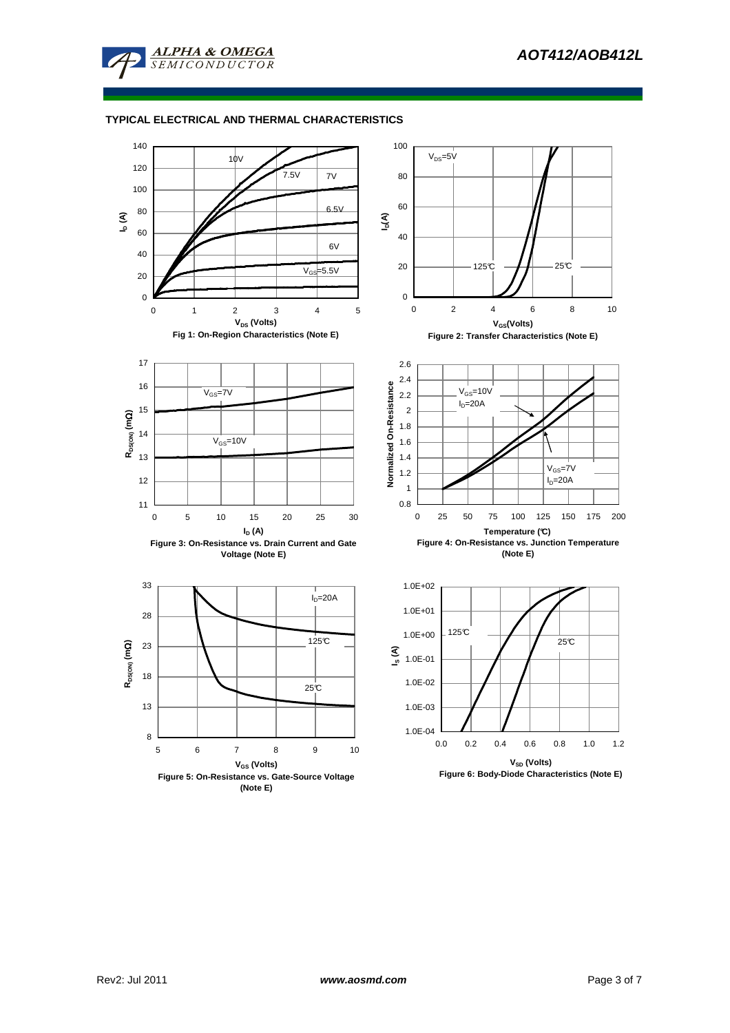## TYPICAL ELECTRICAL AND THERMAL CHARACTERISTICS

Fig 1: On-Region Characteristics (Note E)

Figure 2: Transfer Characteristics (Note E)

Figure 3: On-Resistance vs. Drain Current and Gate Voltage (Note E)

Figure 4: On-Resistance vs. Junction Temperature (Note E)

Figure 5: On-Resistance vs. Gate-Source Voltage (Note E)

Figure 6: Body-Diode Characteristics (Note E)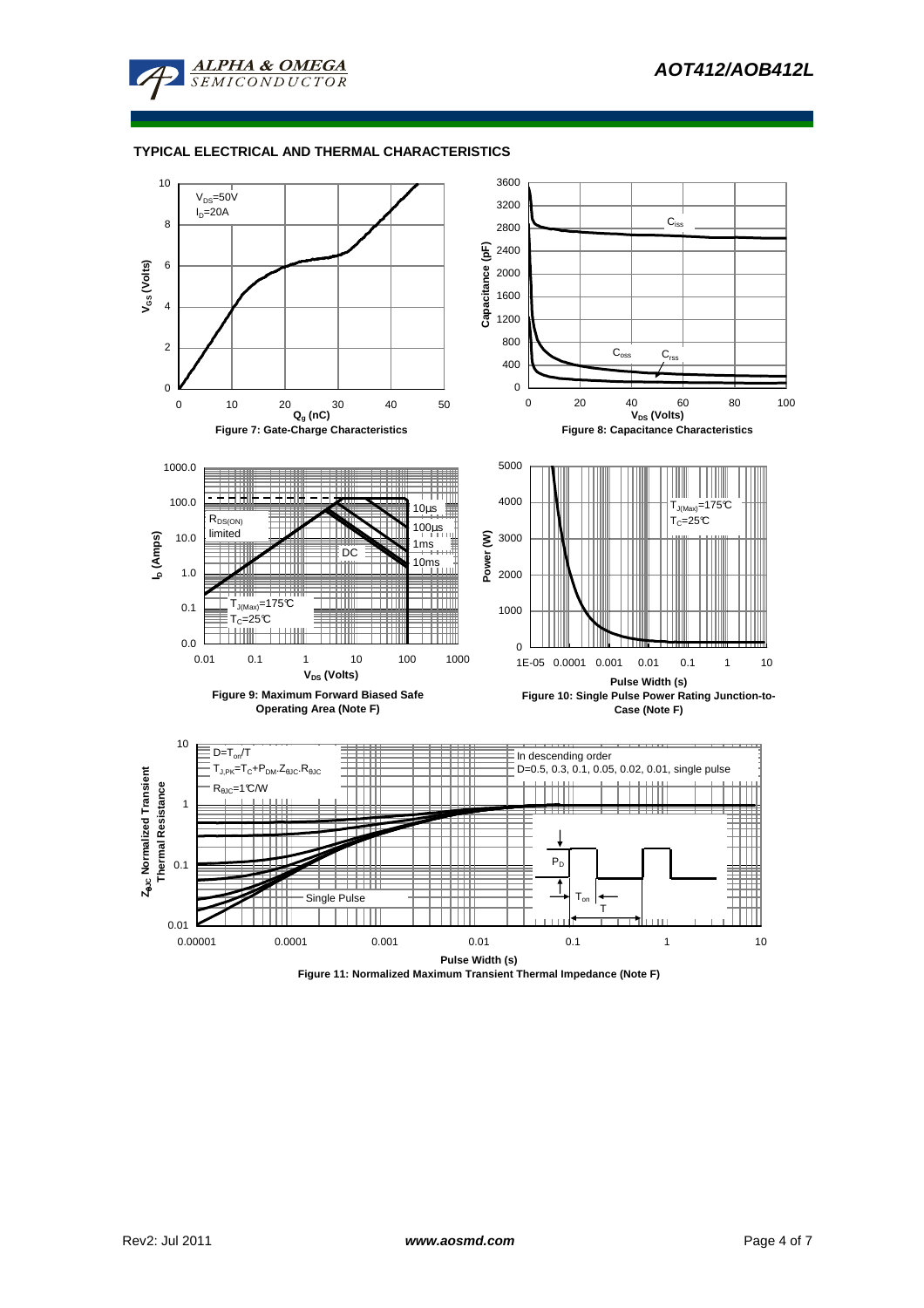## TYPICAL ELECTRICAL AND THERMAL CHARACTERISTICS

$V_{DS}$=50V
$I_D$=20A

$V_{GS}$ (Volts)

$Q_g$ (nC)

**Figure 7: Gate-Charge Characteristics**

$C_{iss}$
$C_{oss}$
$C_{rss}$

Capacitance (pF)

$V_{DS}$ (Volts)

**Figure 8: Capacitance Characteristics**

$R_{DS(ON)}$ limited

10µs
100µs
1ms
10ms
DC

$T_{J(Max)}$=175°C
$T_C$=25°C

$I_D$ (Amps)

$V_{DS}$ (Volts)

**Figure 9: Maximum Forward Biased Safe Operating Area (Note F)**

$T_{J(Max)}$=175°C
$T_C$=25°C

Power (W)

Pulse Width (s)

**Figure 10: Single Pulse Power Rating Junction-to-Case (Note F)**

$D=T_{on}/T$
$T_{J,PK}=T_C+P_{DM}.Z_{\theta JC}.R_{\theta JC}$
$R_{\theta JC}$=1°C/W

In descending order
D=0.5, 0.3, 0.1, 0.05, 0.02, 0.01, single pulse

Single Pulse

$P_D$
$T_{on}$
T

$Z_{\theta JC}$ Normalized Transient Thermal Resistance

Pulse Width (s)

**Figure 11: Normalized Maximum Transient Thermal Impedance (Note F)**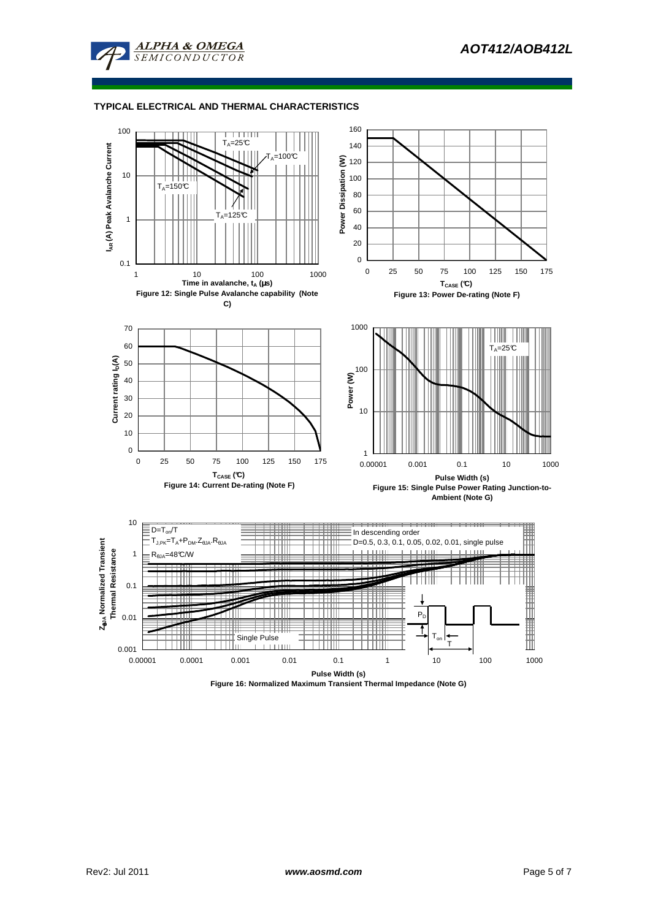## TYPICAL ELECTRICAL AND THERMAL CHARACTERISTICS

$T_A$=25°C

$T_A$=100°C

$T_A$=150°C

$T_A$=125°C

$I_{AR}$ (A) Peak Avalanche Current

Time in avalanche, $t_A$ (μs)

Figure 12: Single Pulse Avalanche capability (Note C)

Power Dissipation (W)

$T_{CASE}$ (°C)

Figure 13: Power De-rating (Note F)

Current rating $I_D$(A)

$T_{CASE}$ (°C)

Figure 14: Current De-rating (Note F)

$T_A$=25°C

Power (W)

Pulse Width (s)

Figure 15: Single Pulse Power Rating Junction-to-Ambient (Note G)

D=$T_{on}$/T

$T_{J,PK}$=$T_A$+$P_{DM}$.$Z_{\theta JA}$.$R_{\theta JA}$

$R_{\theta JA}$=48°C/W

In descending order

D=0.5, 0.3, 0.1, 0.05, 0.02, 0.01, single pulse

Single Pulse

$P_D$

$T_{on}$

T

$Z_{\theta JA}$ Normalized Transient Thermal Resistance

Pulse Width (s)

Figure 16: Normalized Maximum Transient Thermal Impedance (Note G)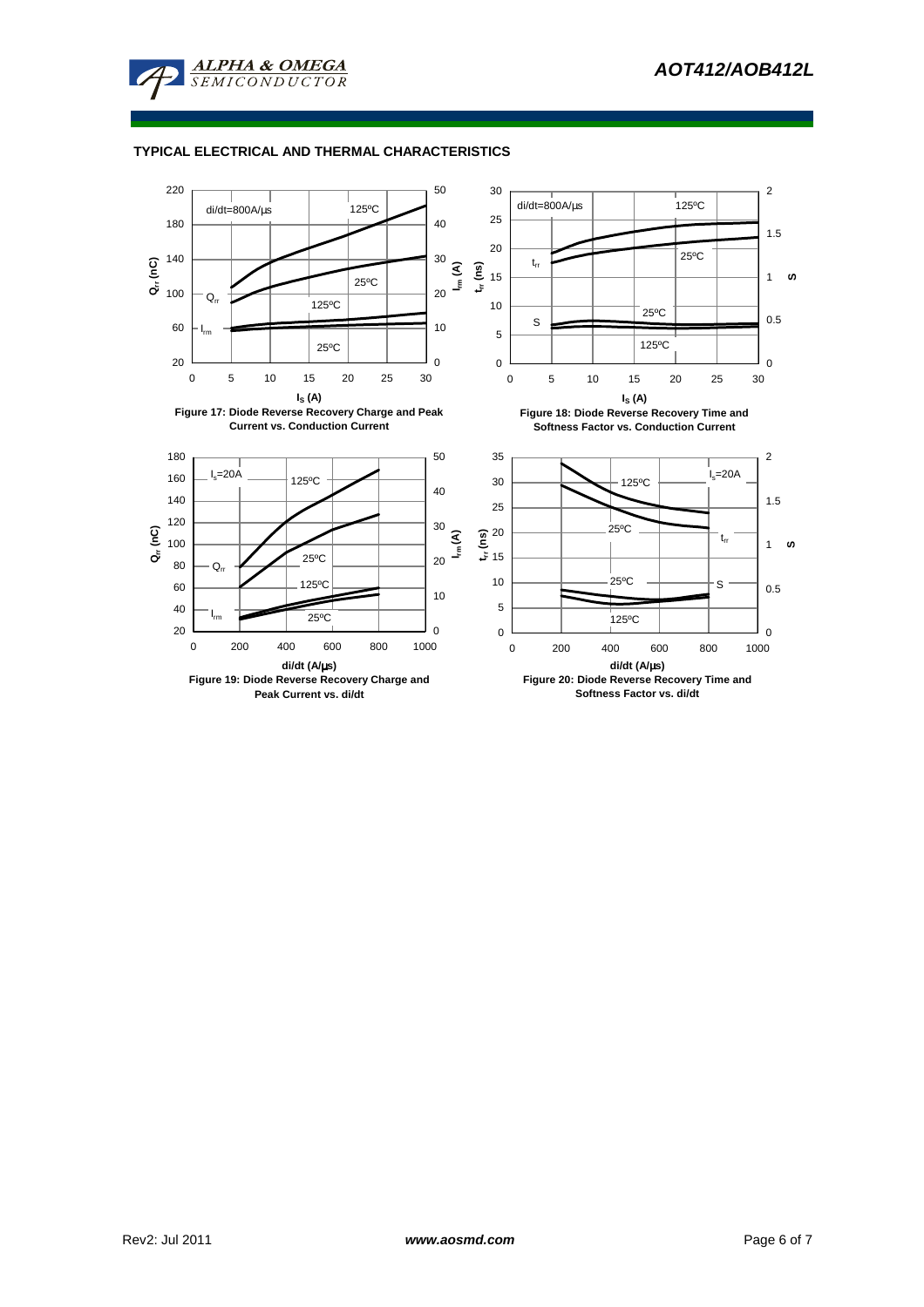## TYPICAL ELECTRICAL AND THERMAL CHARACTERISTICS

**Figure 17: Diode Reverse Recovery Charge and Peak Current vs. Conduction Current**

**Figure 18: Diode Reverse Recovery Time and Softness Factor vs. Conduction Current**

**Figure 19: Diode Reverse Recovery Charge and Peak Current vs. di/dt**

**Figure 20: Diode Reverse Recovery Time and Softness Factor vs. di/dt**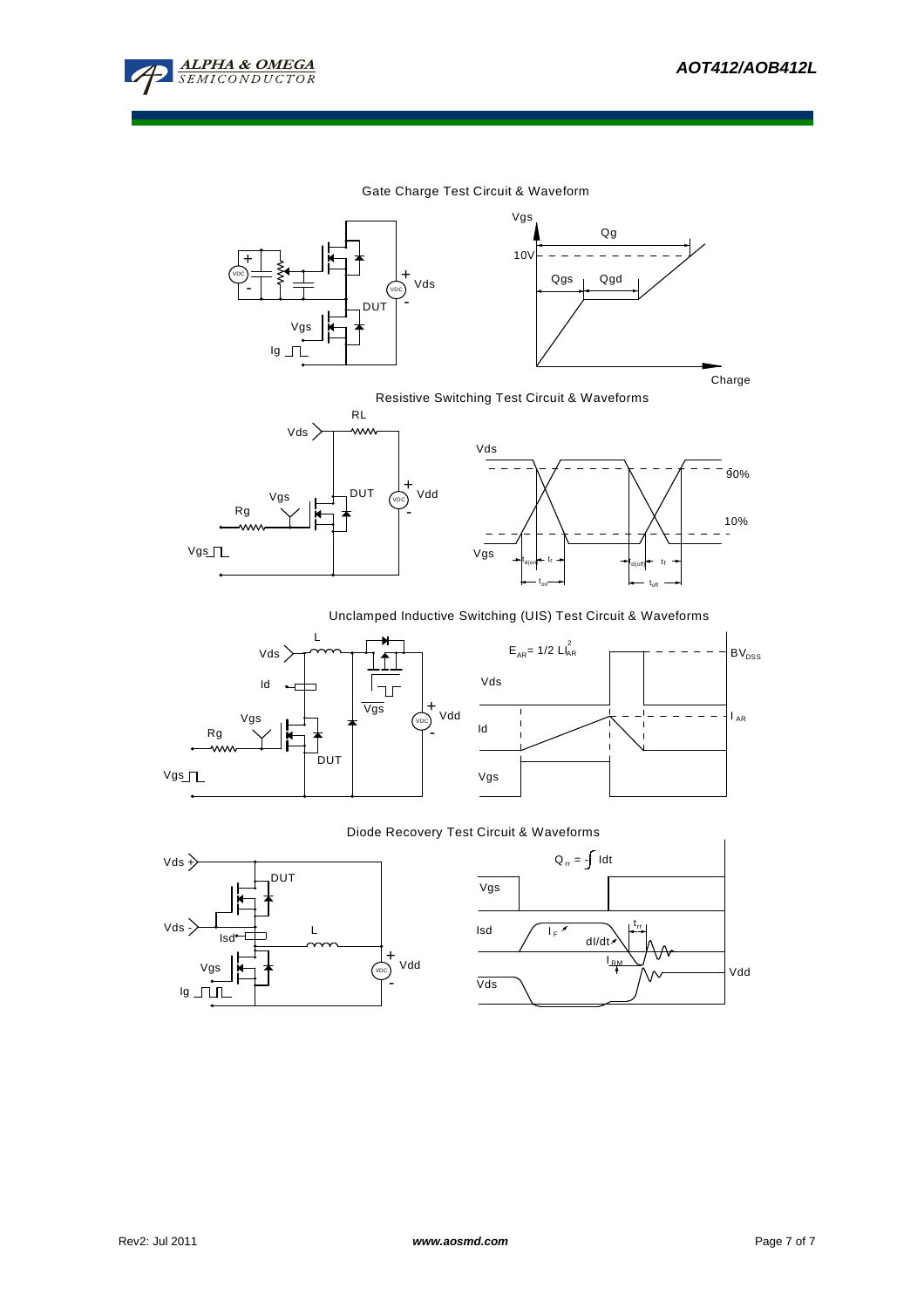Gate Charge Test Circuit & Waveform

Vgs

Qg

10V

Qgs

Qgd

+

VDC

-

+

VDC

Vds

-

DUT

Vgs

Ig

Charge

Resistive Switching Test Circuit & Waveforms

RL

Vds

Vds

+

Vdd

VDC

-

Vgs

DUT

Rg

Vgs

90%

10%

Vgs

$t_{d(on)}$

$t_r$

$t_{on}$

$t_{d(off)}$

$t_f$

$t_{off}$

Unclamped Inductive Switching (UIS) Test Circuit & Waveforms

L

$E_{AR} = 1/2\ LI_{AR}^2$

$BV_{DSS}$

Vds

Vds

Id

Vgs

+

Vdd

VDC

-

$I_{AR}$

Id

Vgs

Rg

DUT

Vgs

Vgs

Diode Recovery Test Circuit & Waveforms

$Q_{rr} = -\int Idt$

Vds +

DUT

Vgs

Vds -

Isd

L

Isd

$I_F$

$t_{rr}$

dI/dt

$I_{RM}$

Vgs

+

Vdd

VDC

-

Vdd

Vds

Ig